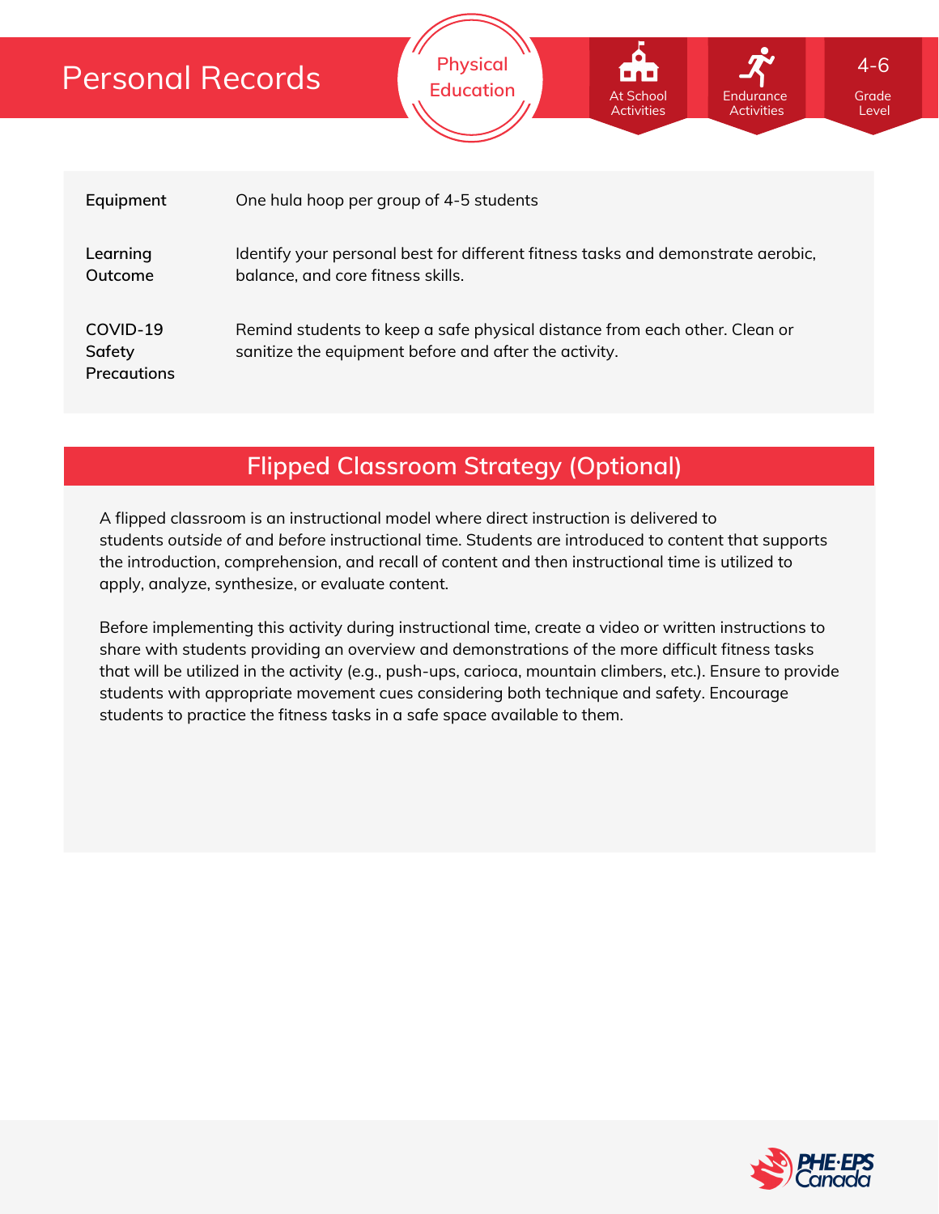# Personal Records

Physical Education

At School Activities | Endurance Activities | 4-6 Grade Level

| | |
|---|---|
| **Equipment** | One hula hoop per group of 4-5 students |
| **Learning Outcome** | Identify your personal best for different fitness tasks and demonstrate aerobic, balance, and core fitness skills. |
| **COVID-19 Safety Precautions** | Remind students to keep a safe physical distance from each other. Clean or sanitize the equipment before and after the activity. |

## Flipped Classroom Strategy (Optional)

A flipped classroom is an instructional model where direct instruction is delivered to students *outside* of and *before* instructional time. Students are introduced to content that supports the introduction, comprehension, and recall of content and then instructional time is utilized to apply, analyze, synthesize, or evaluate content.

Before implementing this activity during instructional time, create a video or written instructions to share with students providing an overview and demonstrations of the more difficult fitness tasks that will be utilized in the activity (e.g., push-ups, carioca, mountain climbers, etc.). Ensure to provide students with appropriate movement cues considering both technique and safety. Encourage students to practice the fitness tasks in a safe space available to them.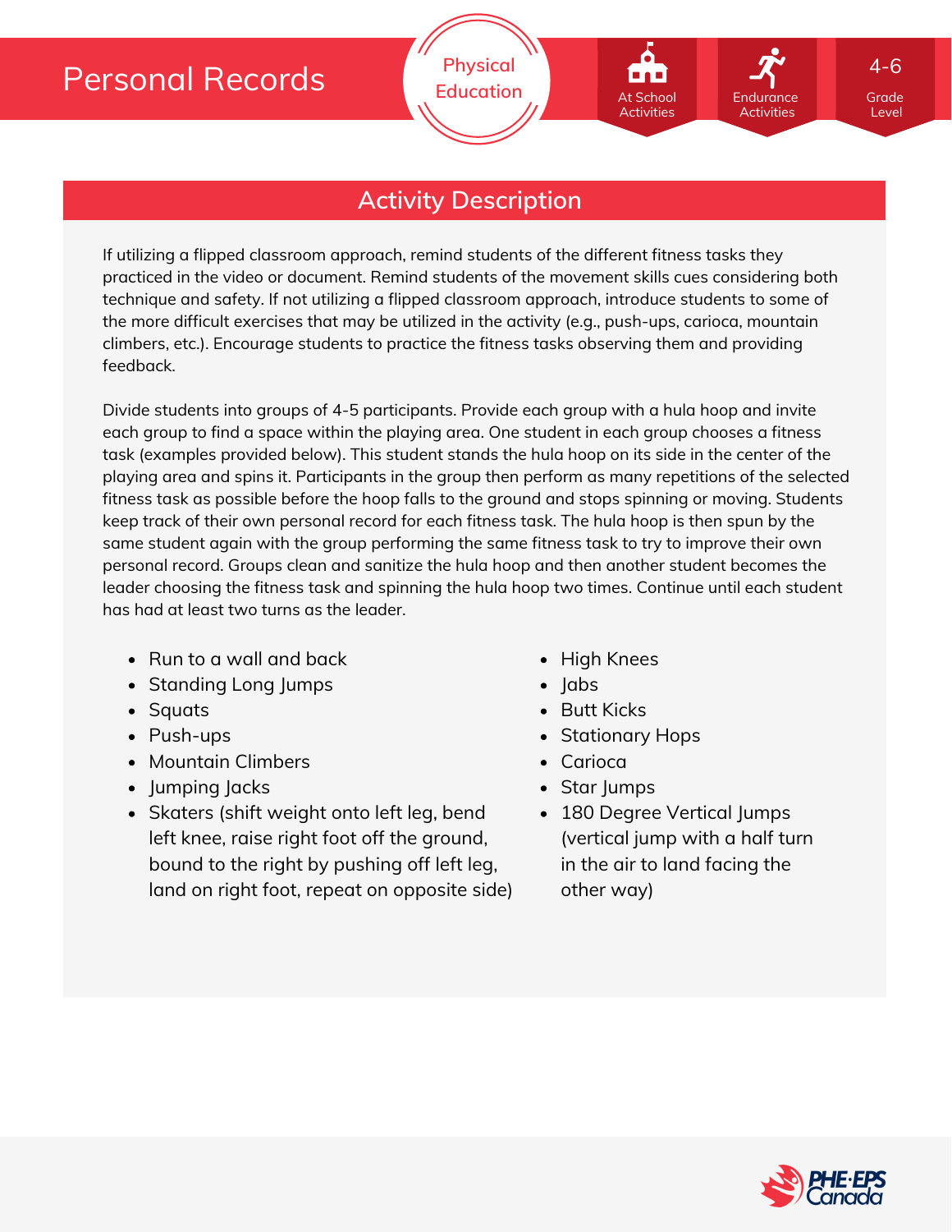# Personal Records

Physical Education

At School Activities | Endurance Activities | 4-6 Grade Level

## Activity Description

If utilizing a flipped classroom approach, remind students of the different fitness tasks they practiced in the video or document. Remind students of the movement skills cues considering both technique and safety. If not utilizing a flipped classroom approach, introduce students to some of the more difficult exercises that may be utilized in the activity (e.g., push-ups, carioca, mountain climbers, etc.). Encourage students to practice the fitness tasks observing them and providing feedback.

Divide students into groups of 4-5 participants. Provide each group with a hula hoop and invite each group to find a space within the playing area. One student in each group chooses a fitness task (examples provided below). This student stands the hula hoop on its side in the center of the playing area and spins it. Participants in the group then perform as many repetitions of the selected fitness task as possible before the hoop falls to the ground and stops spinning or moving. Students keep track of their own personal record for each fitness task. The hula hoop is then spun by the same student again with the group performing the same fitness task to try to improve their own personal record. Groups clean and sanitize the hula hoop and then another student becomes the leader choosing the fitness task and spinning the hula hoop two times. Continue until each student has had at least two turns as the leader.

- Run to a wall and back
- Standing Long Jumps
- Squats
- Push-ups
- Mountain Climbers
- Jumping Jacks
- Skaters (shift weight onto left leg, bend left knee, raise right foot off the ground, bound to the right by pushing off left leg, land on right foot, repeat on opposite side)
- High Knees
- Jabs
- Butt Kicks
- Stationary Hops
- Carioca
- Star Jumps
- 180 Degree Vertical Jumps (vertical jump with a half turn in the air to land facing the other way)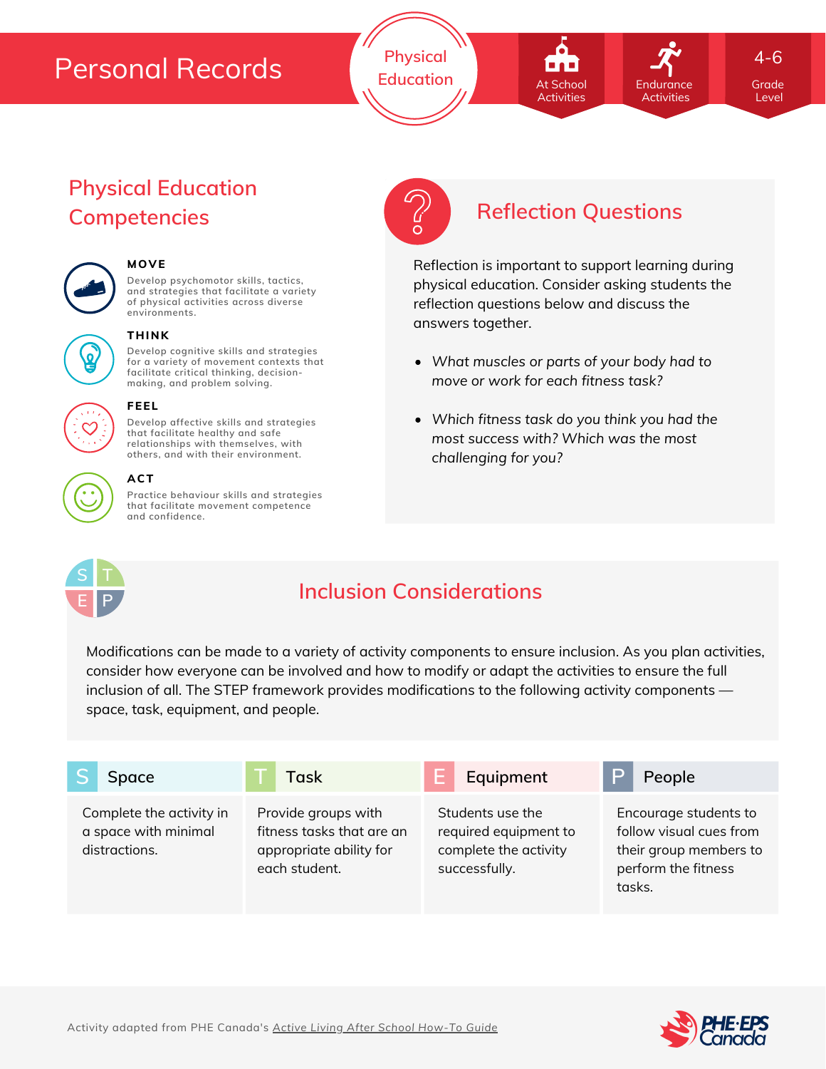# Personal Records

Physical Education

At School Activities | Endurance Activities | 4-6 Grade Level

## Physical Education Competencies

**MOVE**
Develop psychomotor skills, tactics, and strategies that facilitate a variety of physical activities across diverse environments.

**THINK**
Develop cognitive skills and strategies for a variety of movement contexts that facilitate critical thinking, decision-making, and problem solving.

**FEEL**
Develop affective skills and strategies that facilitate healthy and safe relationships with themselves, with others, and with their environment.

**ACT**
Practice behaviour skills and strategies that facilitate movement competence and confidence.

## Reflection Questions

Reflection is important to support learning during physical education. Consider asking students the reflection questions below and discuss the answers together.

- *What muscles or parts of your body had to move or work for each fitness task?*
- *Which fitness task do you think you had the most success with? Which was the most challenging for you?*

## Inclusion Considerations

Modifications can be made to a variety of activity components to ensure inclusion. As you plan activities, consider how everyone can be involved and how to modify or adapt the activities to ensure the full inclusion of all. The STEP framework provides modifications to the following activity components — space, task, equipment, and people.

| S Space | T Task | E Equipment | P People |
|---|---|---|---|
| Complete the activity in a space with minimal distractions. | Provide groups with fitness tasks that are an appropriate ability for each student. | Students use the required equipment to complete the activity successfully. | Encourage students to follow visual cues from their group members to perform the fitness tasks. |

Activity adapted from PHE Canada's *Active Living After School How-To Guide*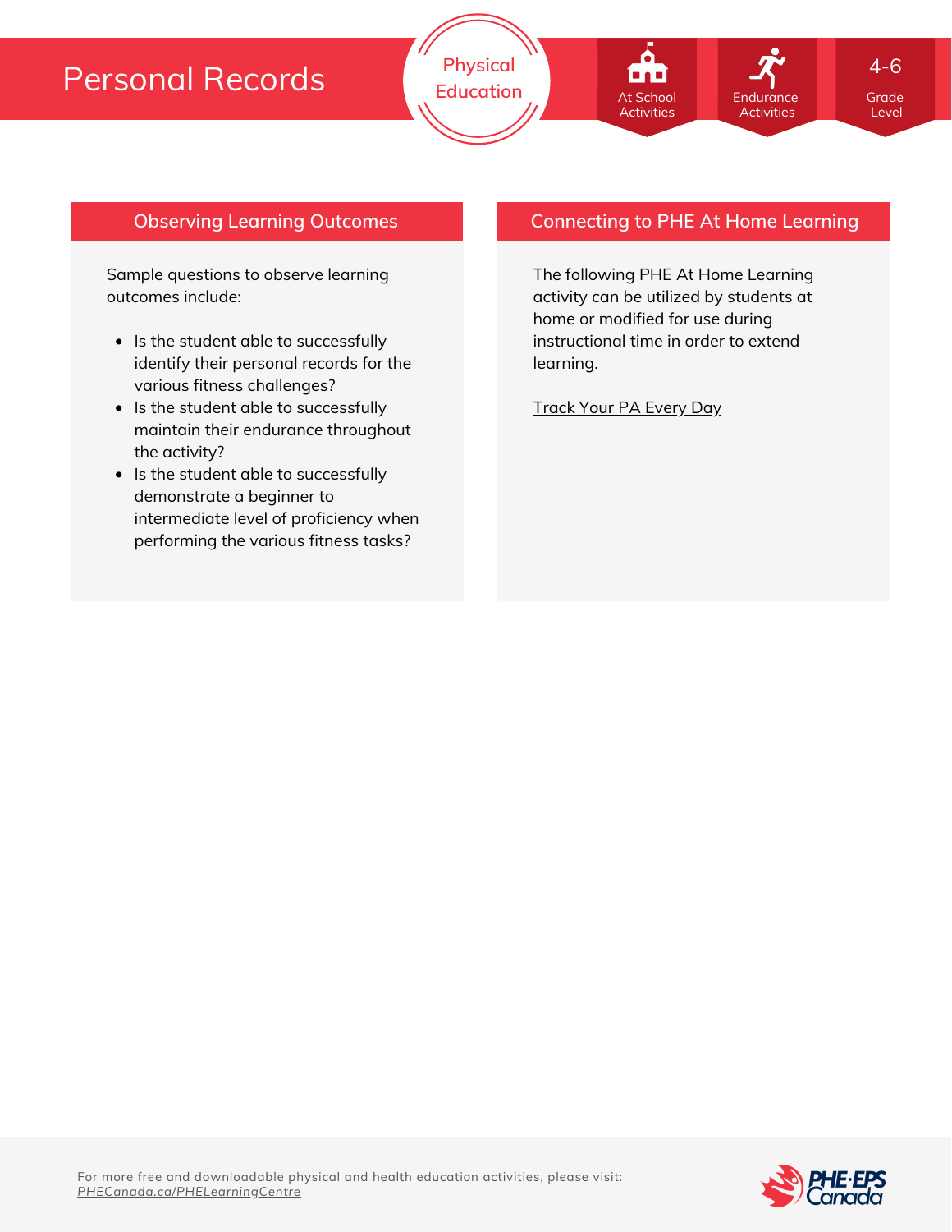# Personal Records

Physical Education

At School Activities | Endurance Activities | 4-6 Grade Level

## Observing Learning Outcomes

Sample questions to observe learning outcomes include:

- Is the student able to successfully identify their personal records for the various fitness challenges?
- Is the student able to successfully maintain their endurance throughout the activity?
- Is the student able to successfully demonstrate a beginner to intermediate level of proficiency when performing the various fitness tasks?

## Connecting to PHE At Home Learning

The following PHE At Home Learning activity can be utilized by students at home or modified for use during instructional time in order to extend learning.

Track Your PA Every Day

For more free and downloadable physical and health education activities, please visit: *PHECanada.ca/PHELearningCentre*

PHE·EPS Canada